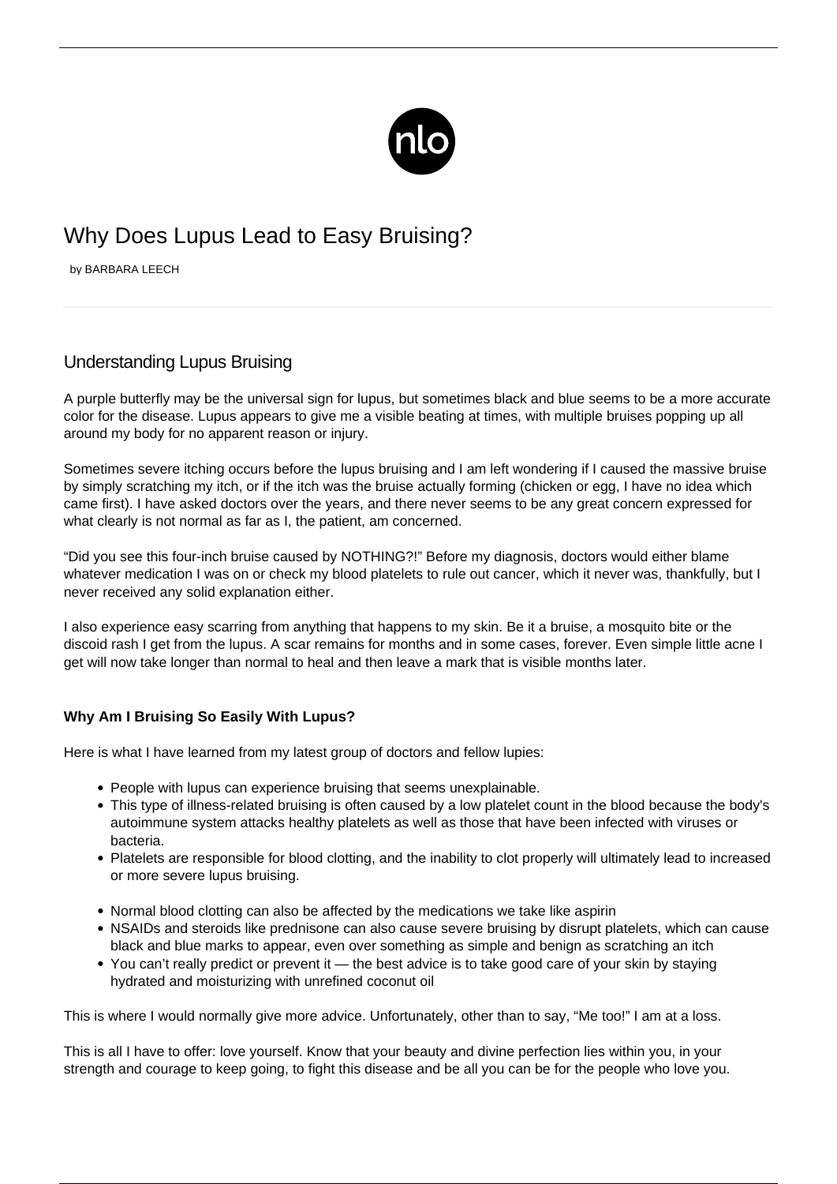# Why Does Lupus Lead to Easy Bruising?

by BARBARA LEECH

## Understanding Lupus Bruising

A purple butterfly may be the universal sign for lupus, but sometimes black and blue seems to be a more accurate color for the disease. Lupus appears to give me a visible beating at times, with multiple bruises popping up all around my body for no apparent reason or injury.

Sometimes severe itching occurs before the lupus bruising and I am left wondering if I caused the massive bruise by simply scratching my itch, or if the itch was the bruise actually forming (chicken or egg, I have no idea which came first). I have asked doctors over the years, and there never seems to be any great concern expressed for what clearly is not normal as far as I, the patient, am concerned.

"Did you see this four-inch bruise caused by NOTHING?!" Before my diagnosis, doctors would either blame whatever medication I was on or check my blood platelets to rule out cancer, which it never was, thankfully, but I never received any solid explanation either.

I also experience easy scarring from anything that happens to my skin. Be it a bruise, a mosquito bite or the discoid rash I get from the lupus. A scar remains for months and in some cases, forever. Even simple little acne I get will now take longer than normal to heal and then leave a mark that is visible months later.

### Why Am I Bruising So Easily With Lupus?

Here is what I have learned from my latest group of doctors and fellow lupies:

- People with lupus can experience bruising that seems unexplainable.
- This type of illness-related bruising is often caused by a low platelet count in the blood because the body's autoimmune system attacks healthy platelets as well as those that have been infected with viruses or bacteria.
- Platelets are responsible for blood clotting, and the inability to clot properly will ultimately lead to increased or more severe lupus bruising.
- Normal blood clotting can also be affected by the medications we take like aspirin
- NSAIDs and steroids like prednisone can also cause severe bruising by disrupt platelets, which can cause black and blue marks to appear, even over something as simple and benign as scratching an itch
- You can't really predict or prevent it — the best advice is to take good care of your skin by staying hydrated and moisturizing with unrefined coconut oil

This is where I would normally give more advice. Unfortunately, other than to say, "Me too!" I am at a loss.

This is all I have to offer: love yourself. Know that your beauty and divine perfection lies within you, in your strength and courage to keep going, to fight this disease and be all you can be for the people who love you.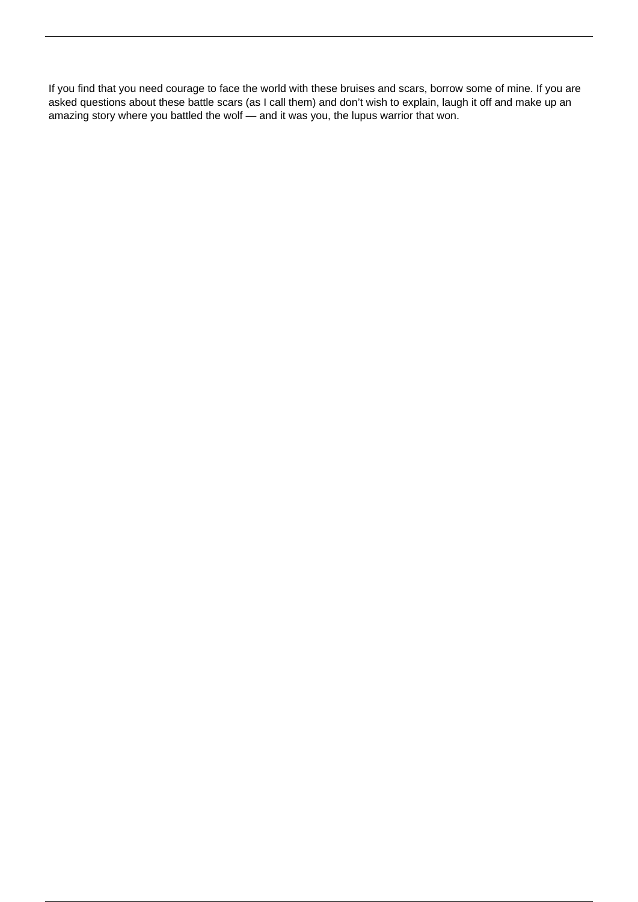If you find that you need courage to face the world with these bruises and scars, borrow some of mine. If you are asked questions about these battle scars (as I call them) and don’t wish to explain, laugh it off and make up an amazing story where you battled the wolf — and it was you, the lupus warrior that won.